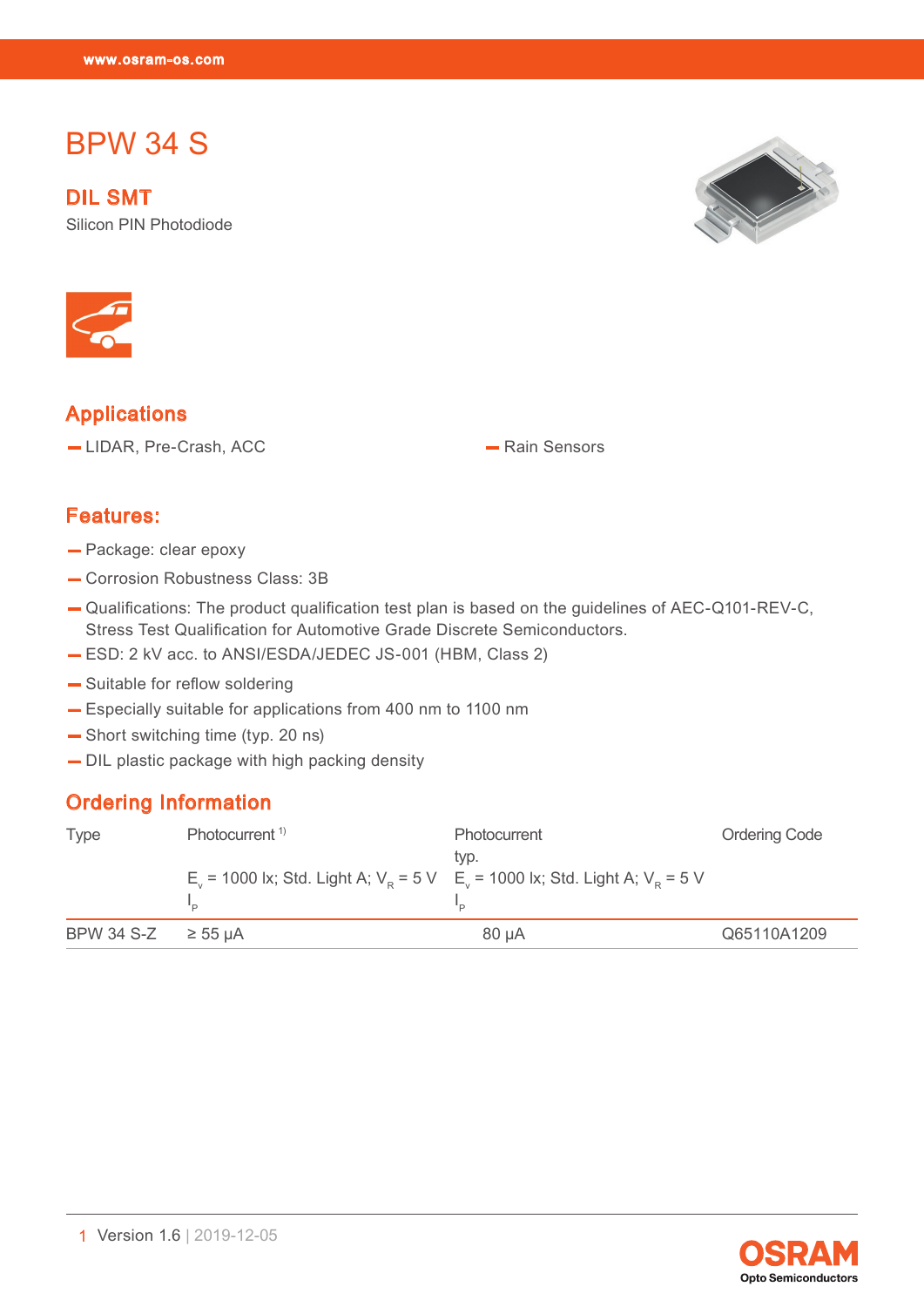# BPW 34 S

## DIL SMT

Silicon PIN Photodiode

## Applications

- LIDAR, Pre-Crash, ACC
- Rain Sensors

## Features:

- Package: clear epoxy
- Corrosion Robustness Class: 3B
- Qualifications: The product qualification test plan is based on the guidelines of AEC-Q101-REV-C, Stress Test Qualification for Automotive Grade Discrete Semiconductors.
- ESD: 2 kV acc. to ANSI/ESDA/JEDEC JS-001 (HBM, Class 2)
- Suitable for reflow soldering
- Especially suitable for applications from 400 nm to 1100 nm
- Short switching time (typ. 20 ns)
- DIL plastic package with high packing density

## Ordering Information

| Type | Photocurrent [1) ] $E_v$ = 1000 lx; Std. Light A; $V_R$ = 5 V $I_P$ | Photocurrent typ. $E_v$ = 1000 lx; Std. Light A; $V_R$ = 5 V $I_P$ | Ordering Code |
|---|---|---|---|
| BPW 34 S-Z | ≥ 55 µA | 80 µA | Q65110A1209 |

Version 1.6 | 2019-12-05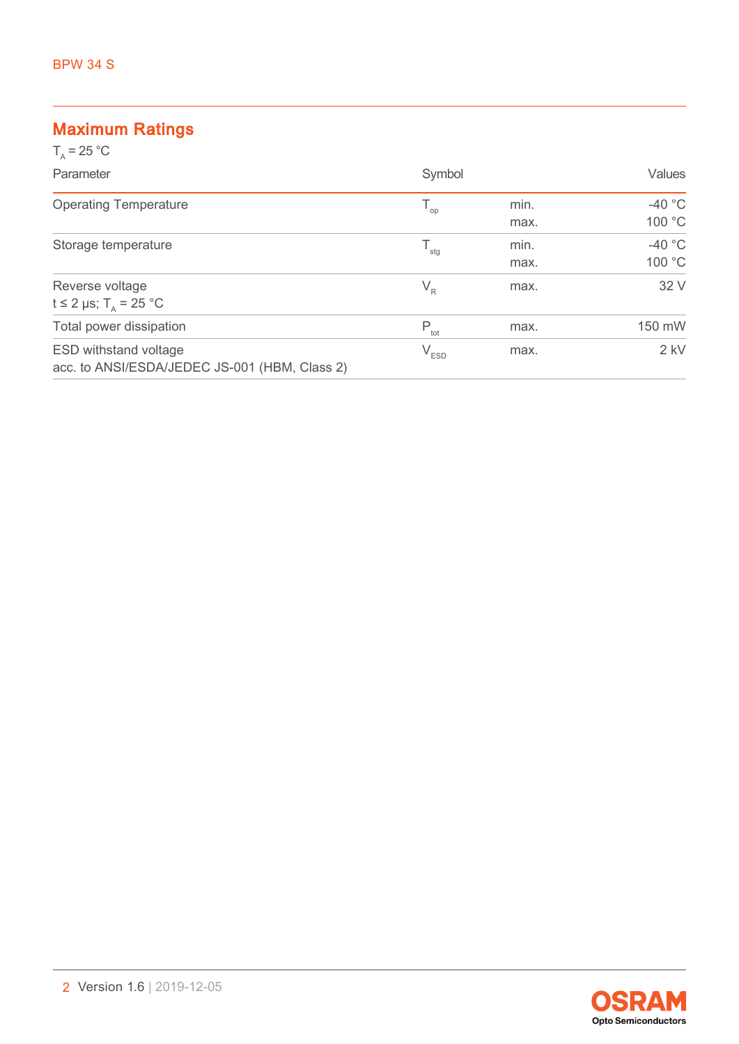## Maximum Ratings

$T_A$ = 25 °C

| Parameter | Symbol | | Values |
|---|---|---|---|
| Operating Temperature | $T_{op}$ | min.<br>max. | -40 °C<br>100 °C |
| Storage temperature | $T_{stg}$ | min.<br>max. | -40 °C<br>100 °C |
| Reverse voltage<br>t ≤ 2 µs; $T_A$ = 25 °C | $V_R$ | max. | 32 V |
| Total power dissipation | $P_{tot}$ | max. | 150 mW |
| ESD withstand voltage<br>acc. to ANSI/ESDA/JEDEC JS-001 (HBM, Class 2) | $V_{ESD}$ | max. | 2 kV |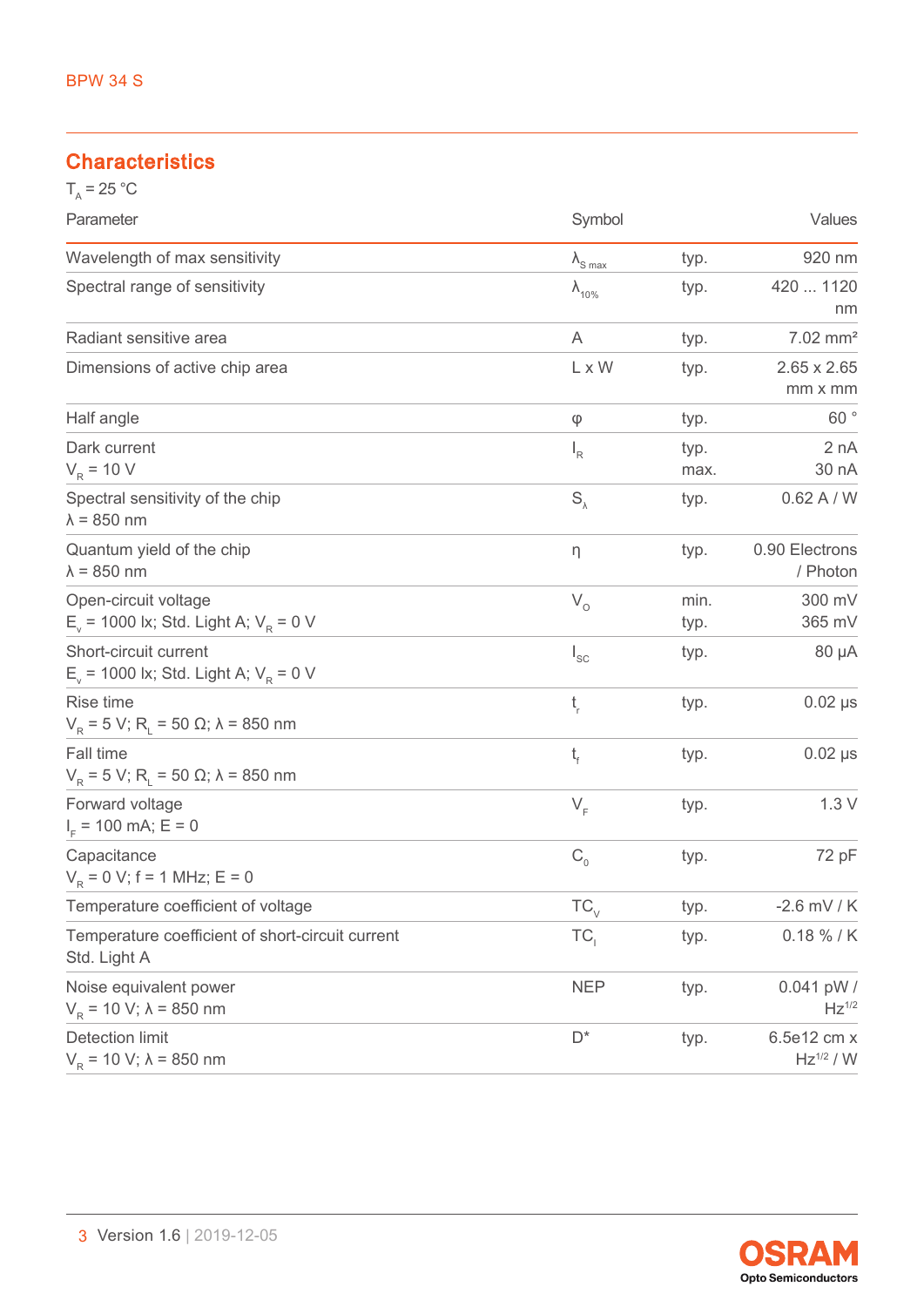## Characteristics

$T_A = 25\ °C$

| Parameter | Symbol | | Values |
|---|---|---|---|
| Wavelength of max sensitivity | $\lambda_{S\ max}$ | typ. | 920 nm |
| Spectral range of sensitivity | $\lambda_{10\%}$ | typ. | 420 ... 1120 nm |
| Radiant sensitive area | A | typ. | 7.02 mm² |
| Dimensions of active chip area | L x W | typ. | 2.65 x 2.65 mm x mm |
| Half angle | φ | typ. | 60 ° |
| Dark current<br>$V_R$ = 10 V | $I_R$ | typ.<br>max. | 2 nA<br>30 nA |
| Spectral sensitivity of the chip<br>λ = 850 nm | $S_\lambda$ | typ. | 0.62 A / W |
| Quantum yield of the chip<br>λ = 850 nm | η | typ. | 0.90 Electrons / Photon |
| Open-circuit voltage<br>$E_v$ = 1000 lx; Std. Light A; $V_R$ = 0 V | $V_O$ | min.<br>typ. | 300 mV<br>365 mV |
| Short-circuit current<br>$E_v$ = 1000 lx; Std. Light A; $V_R$ = 0 V | $I_{SC}$ | typ. | 80 µA |
| Rise time<br>$V_R$ = 5 V; $R_L$ = 50 Ω; λ = 850 nm | $t_r$ | typ. | 0.02 µs |
| Fall time<br>$V_R$ = 5 V; $R_L$ = 50 Ω; λ = 850 nm | $t_f$ | typ. | 0.02 µs |
| Forward voltage<br>$I_F$ = 100 mA; E = 0 | $V_F$ | typ. | 1.3 V |
| Capacitance<br>$V_R$ = 0 V; f = 1 MHz; E = 0 | $C_0$ | typ. | 72 pF |
| Temperature coefficient of voltage | $TC_V$ | typ. | -2.6 mV / K |
| Temperature coefficient of short-circuit current<br>Std. Light A | $TC_I$ | typ. | 0.18 % / K |
| Noise equivalent power<br>$V_R$ = 10 V; λ = 850 nm | NEP | typ. | 0.041 pW / $Hz^{1/2}$ |
| Detection limit<br>$V_R$ = 10 V; λ = 850 nm | D* | typ. | 6.5e12 cm x $Hz^{1/2}$ / W |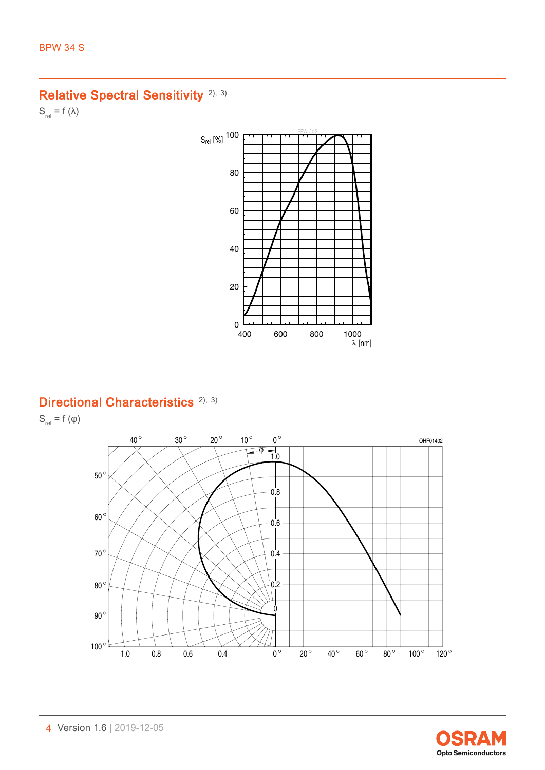## Relative Spectral Sensitivity [2), 3)]

$S_{rel} = f(\lambda)$

## Directional Characteristics [2), 3)]

$S_{rel} = f(\varphi)$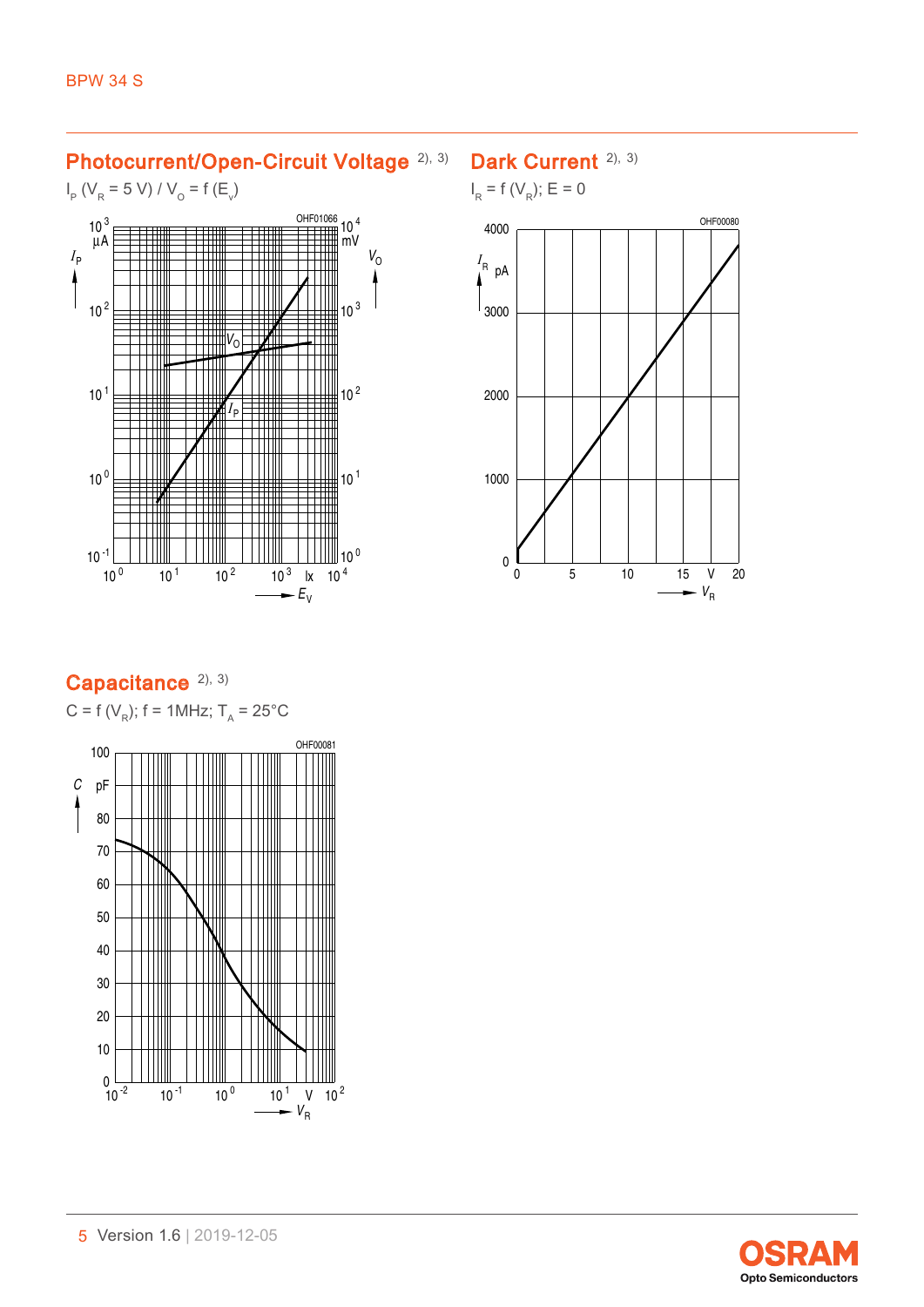## Photocurrent/Open-Circuit Voltage [2), 3)]

$I_P$ ($V_R$ = 5 V) / $V_O$ = f ($E_v$)

## Dark Current [2), 3)]

$I_R$ = f ($V_R$); E = 0

## Capacitance [2), 3)]

C = f ($V_R$); f = 1MHz; $T_A$ = 25°C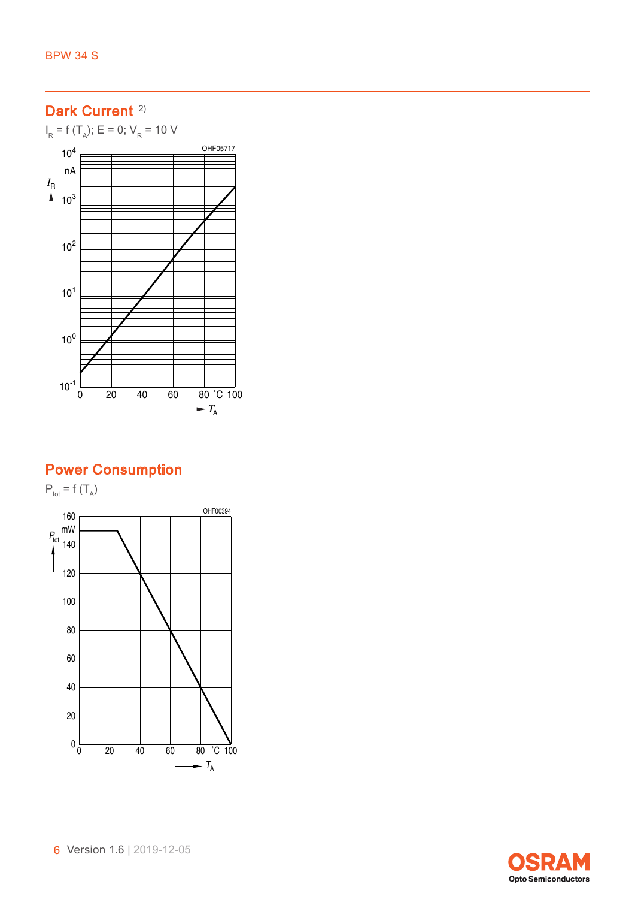## Dark Current [2)]

$I_R = f(T_A)$; $E = 0$; $V_R = 10$ V

OHF05717

## Power Consumption

$P_{tot} = f(T_A)$

OHF00394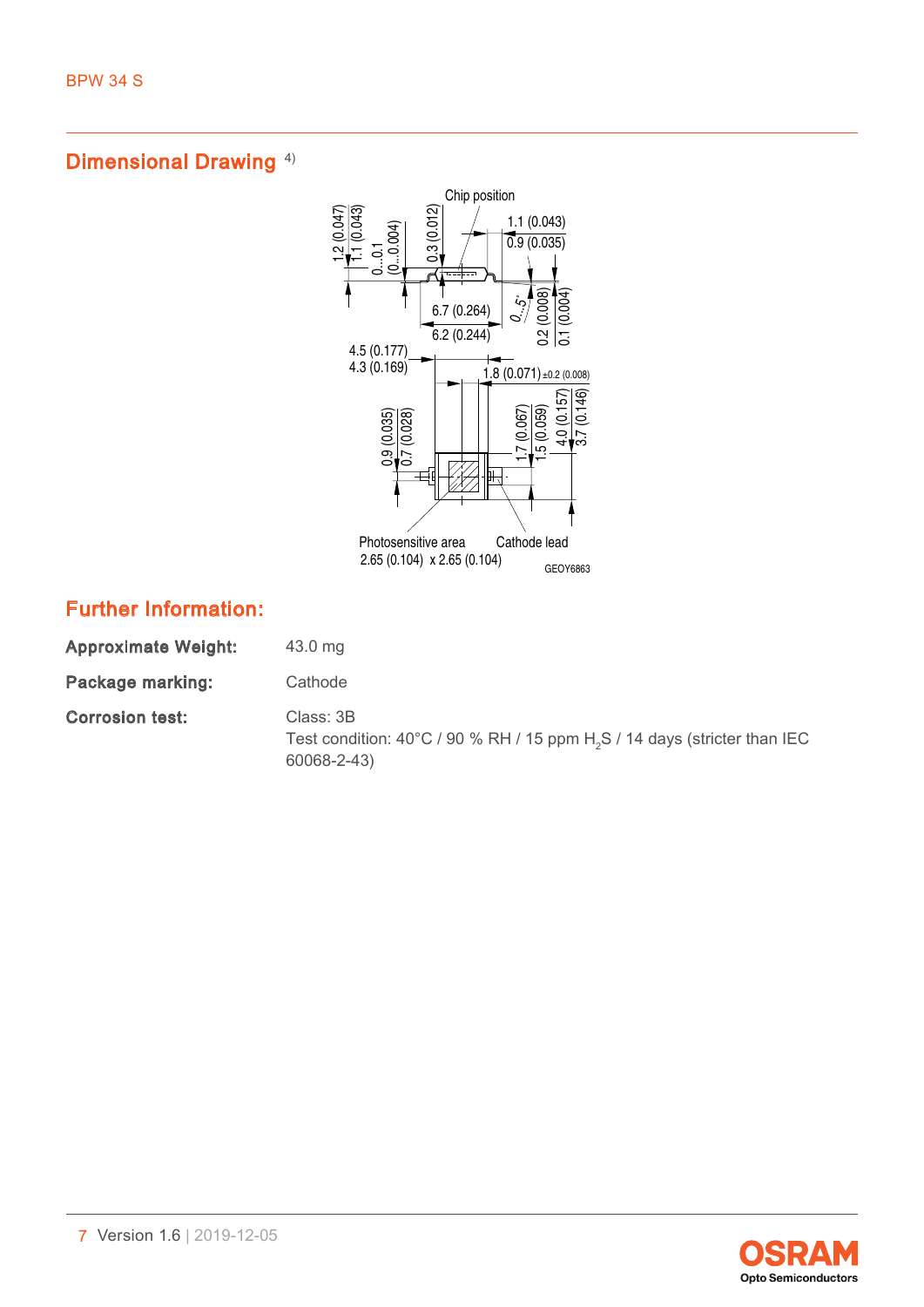## Dimensional Drawing [4)]

Chip position

1.2 (0.047)
1.1 (0.043)
0...0.1
(0...0.004)
0.3 (0.012)
1.1 (0.043)
0.9 (0.035)
0...5°
0.2 (0.008)
0.1 (0.004)
6.7 (0.264)
6.2 (0.244)
4.5 (0.177)
4.3 (0.169)
1.8 (0.071) ±0.2 (0.008)
0.9 (0.035)
0.7 (0.028)
1.7 (0.067)
1.5 (0.059)
4.0 (0.157)
3.7 (0.146)

Photosensitive area
2.65 (0.104) x 2.65 (0.104)

Cathode lead

GEOY6863

## Further Information:

**Approximate Weight:** 43.0 mg

**Package marking:** Cathode

**Corrosion test:** Class: 3B
Test condition: 40°C / 90 % RH / 15 ppm $H_2S$ / 14 days (stricter than IEC 60068-2-43)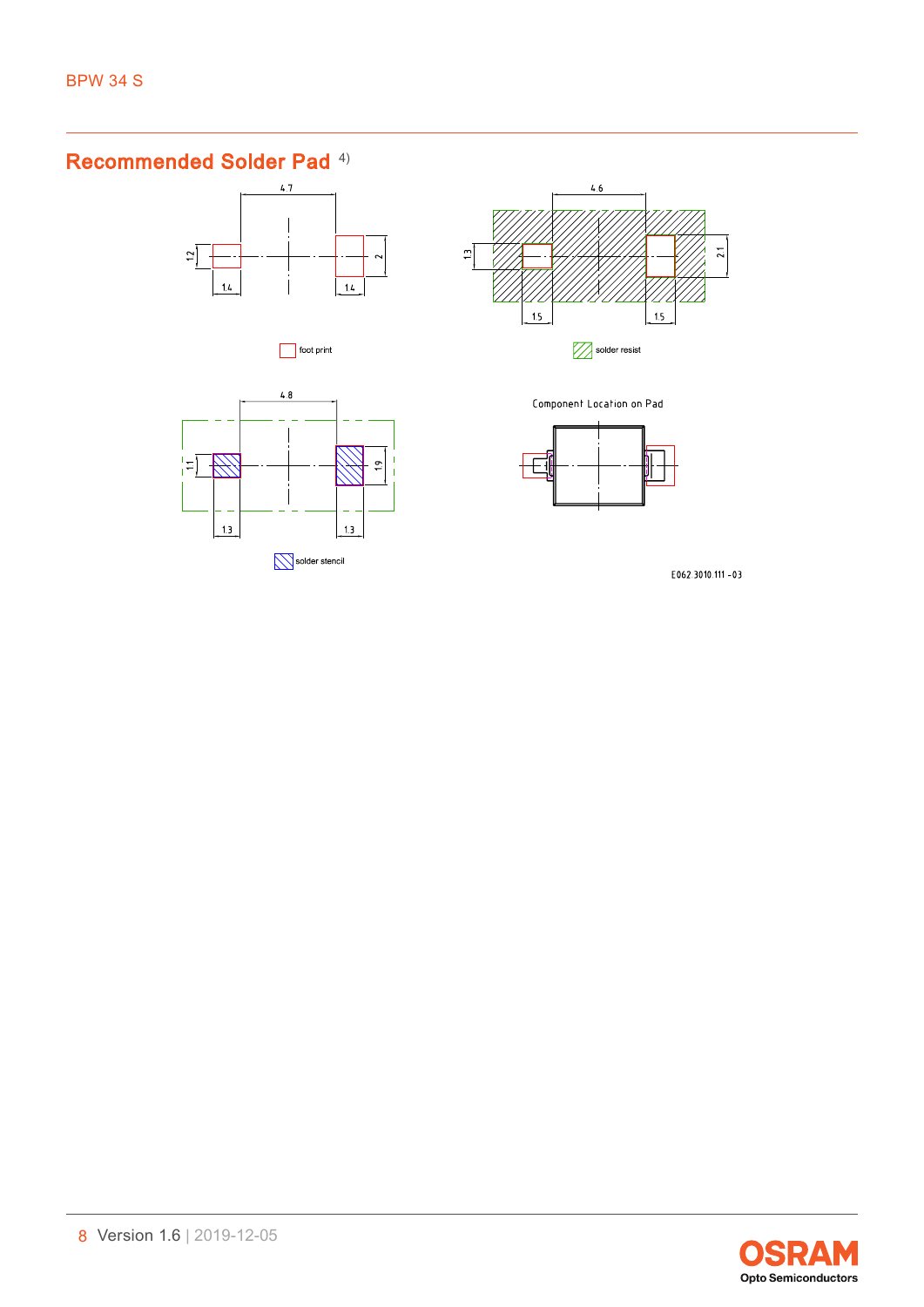## Recommended Solder Pad [4)]

4.7

1.2

2

1.4

1.4

foot print

4.6

1.3

2.1

1.5

1.5

solder resist

4.8

1.1

1.9

1.3

1.3

solder stencil

Component Location on Pad

E062.3010.111-03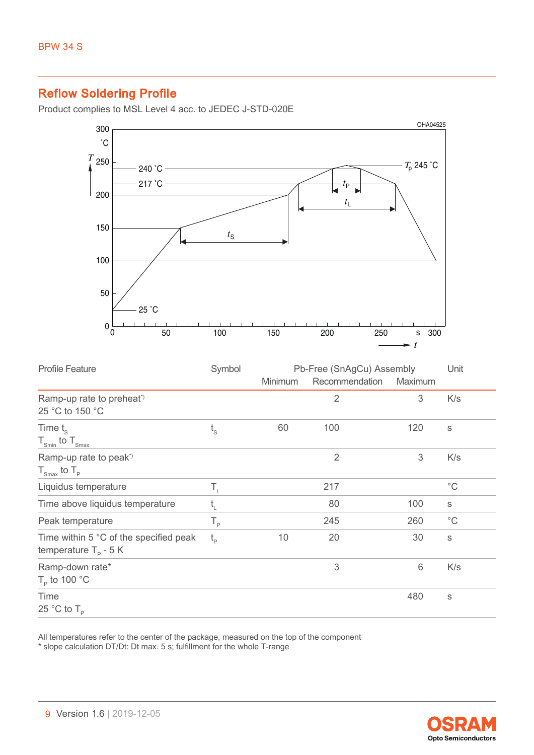## Reflow Soldering Profile

Product complies to MSL Level 4 acc. to JEDEC J-STD-020E

| Profile Feature | Symbol | Pb-Free (SnAgCu) Assembly | | | Unit |
|---|---|---|---|---|---|
| | | Minimum | Recommendation | Maximum | |
| Ramp-up rate to preheat*) 25 °C to 150 °C | | | 2 | 3 | K/s |
| Time $t_S$ $T_{Smin}$ to $T_{Smax}$ | $t_S$ | 60 | 100 | 120 | s |
| Ramp-up rate to peak*) $T_{Smax}$ to $T_P$ | | | 2 | 3 | K/s |
| Liquidus temperature | $T_L$ | | 217 | | °C |
| Time above liquidus temperature | $t_L$ | | 80 | 100 | s |
| Peak temperature | $T_P$ | | 245 | 260 | °C |
| Time within 5 °C of the specified peak temperature $T_P$ - 5 K | $t_P$ | 10 | 20 | 30 | s |
| Ramp-down rate* $T_P$ to 100 °C | | | 3 | 6 | K/s |
| Time 25 °C to $T_P$ | | | | 480 | s |

All temperatures refer to the center of the package, measured on the top of the component
* slope calculation DT/Dt: Dt max. 5 s; fulfillment for the whole T-range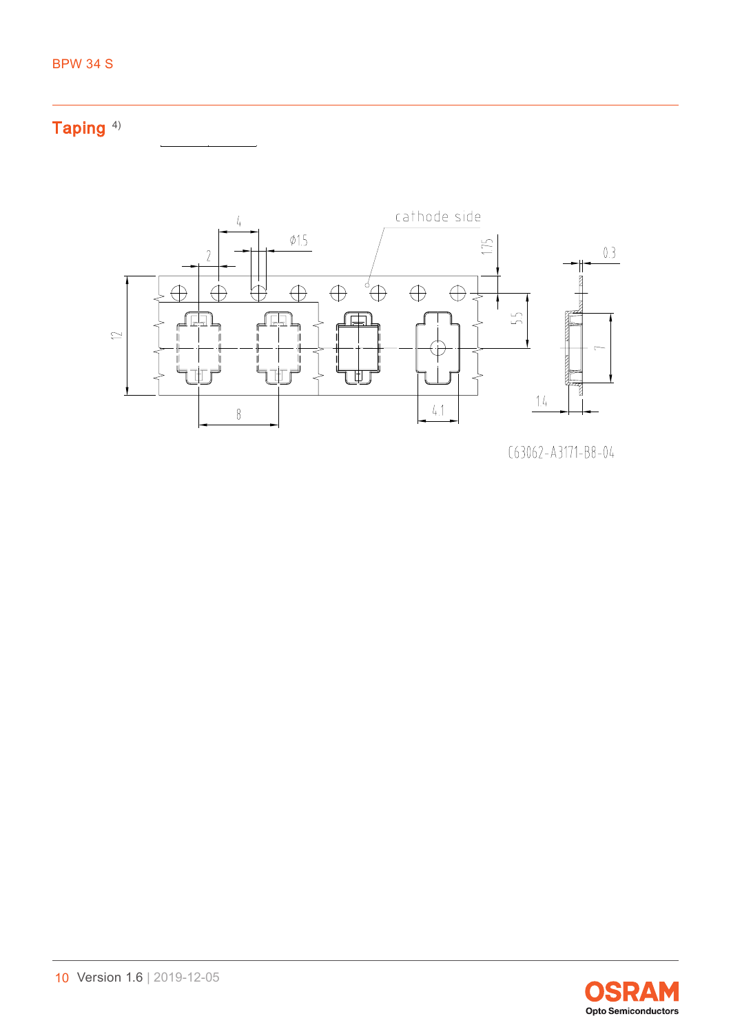## Taping [4)]

cathode side

4

Ø1.5

2

1.75

0.3

12

5.5

7

8

4.1

1.4

C63062-A3171-B8-04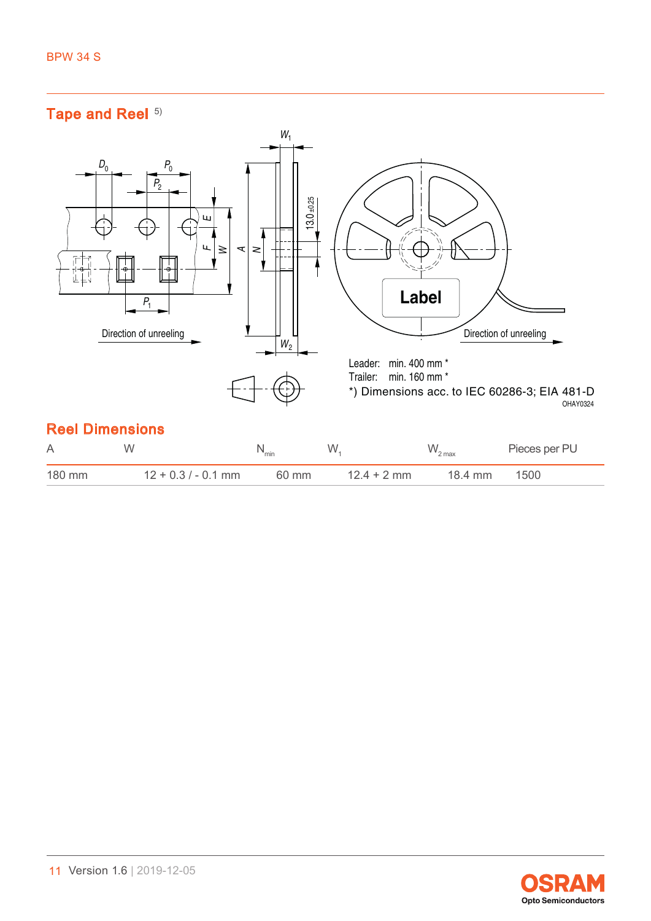## Tape and Reel [5)]

Direction of unreeling

Direction of unreeling

Label

Leader: min. 400 mm *
Trailer: min. 160 mm *
*) Dimensions acc. to IEC 60286-3; EIA 481-D

OHAY0324

## Reel Dimensions

| A | W | $N_{min}$ | $W_1$ | $W_{2\,max}$ | Pieces per PU |
|---|---|---|---|---|---|
| 180 mm | 12 + 0.3 / - 0.1 mm | 60 mm | 12.4 + 2 mm | 18.4 mm | 1500 |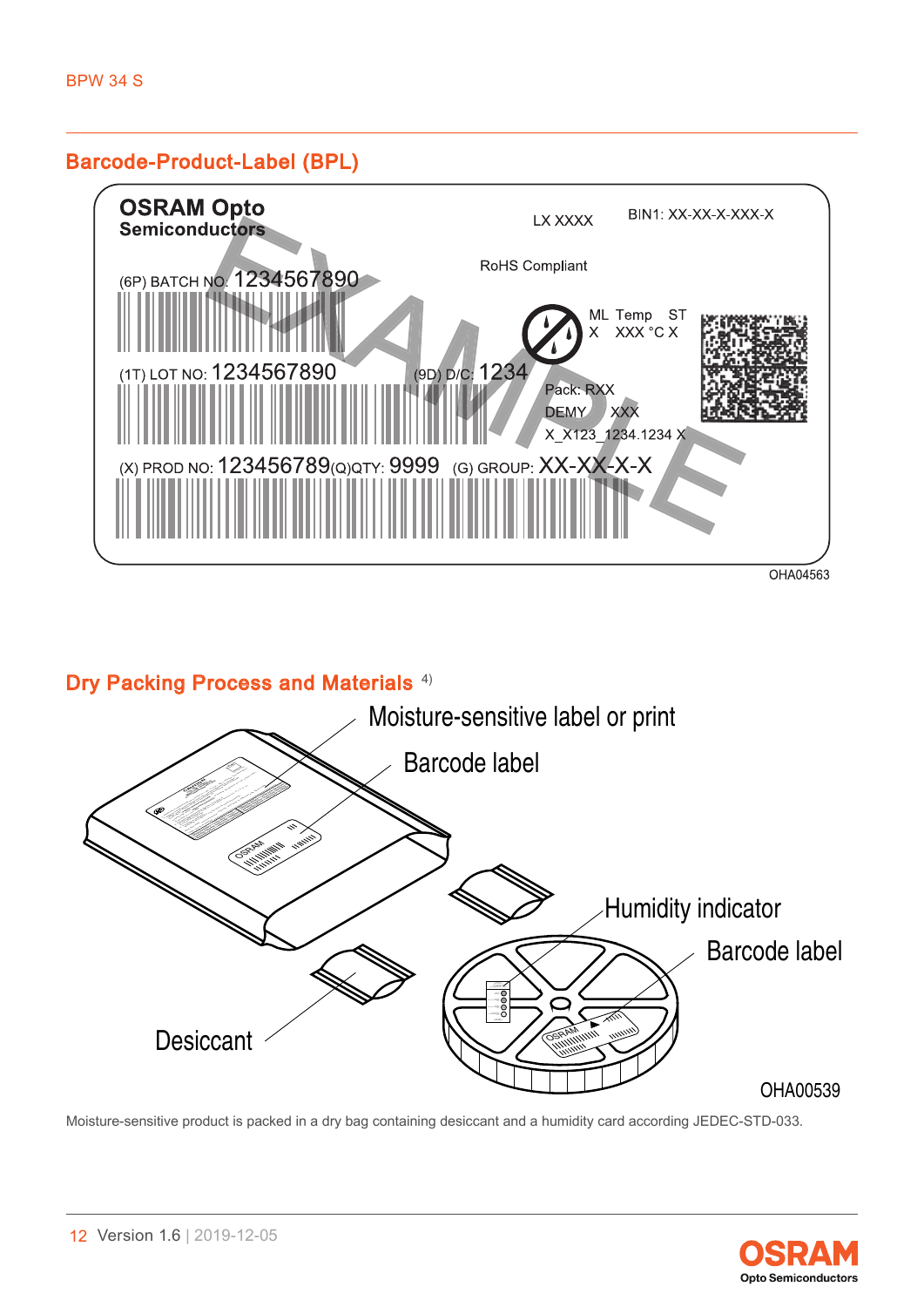## Barcode-Product-Label (BPL)

OHA04563

## Dry Packing Process and Materials [4)]

OHA00539

Moisture-sensitive product is packed in a dry bag containing desiccant and a humidity card according JEDEC-STD-033.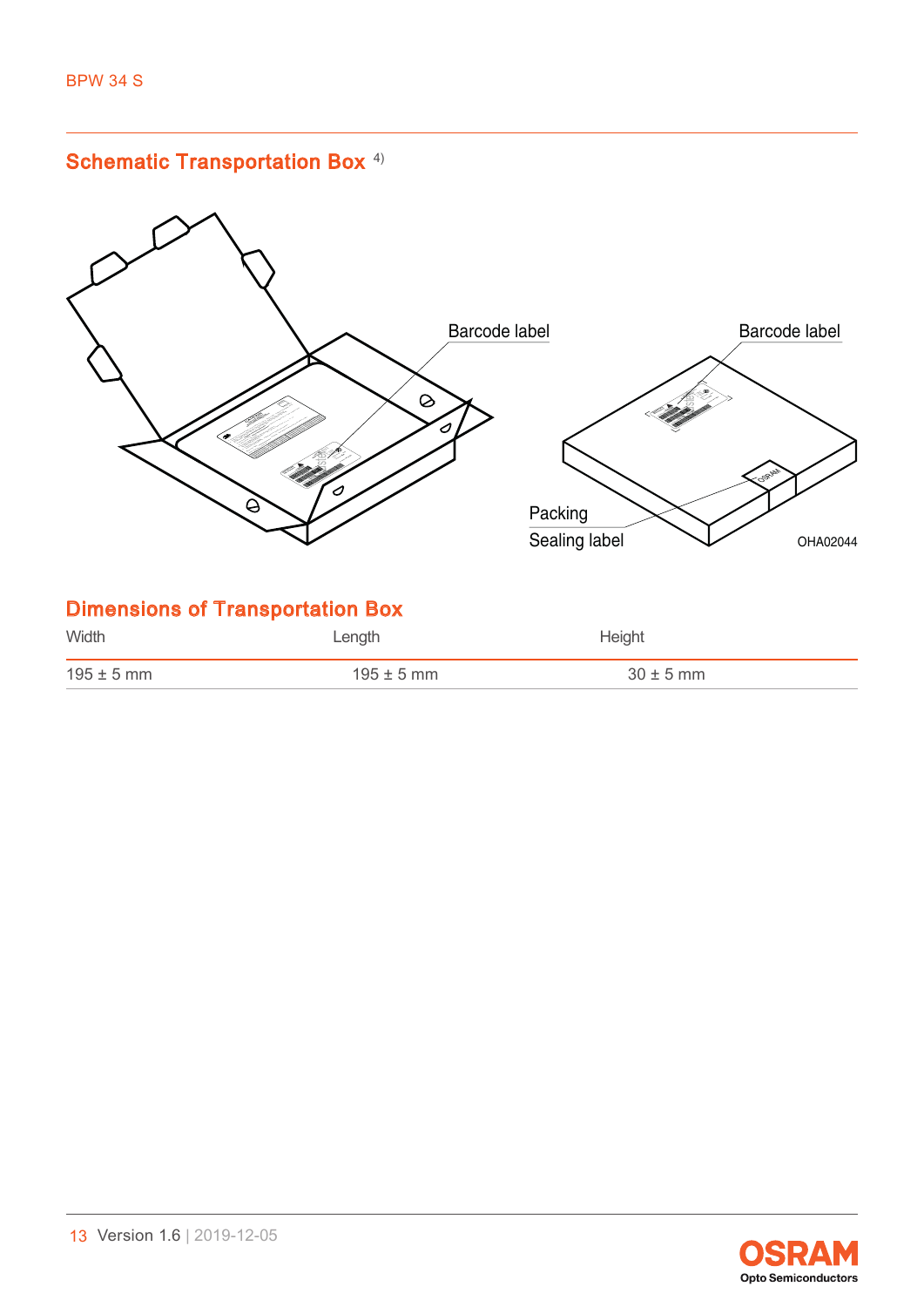## Schematic Transportation Box [4)]

Barcode label

Barcode label

Packing
Sealing label

OHA02044

## Dimensions of Transportation Box

| Width | Length | Height |
|---|---|---|
| 195 ± 5 mm | 195 ± 5 mm | 30 ± 5 mm |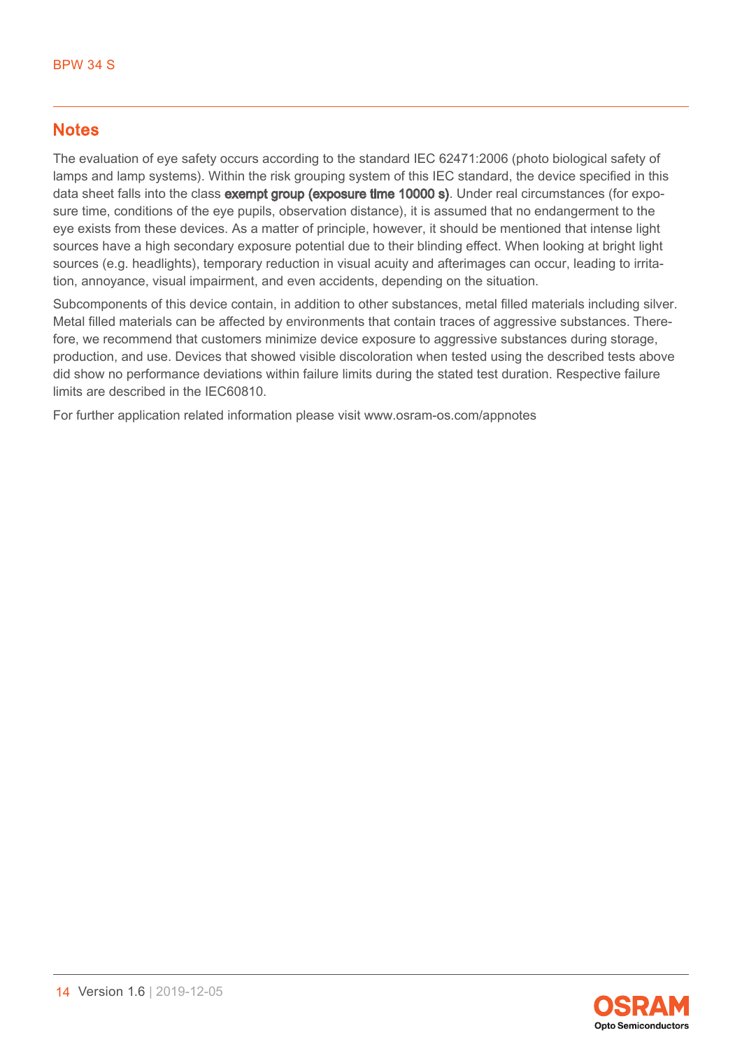## Notes

The evaluation of eye safety occurs according to the standard IEC 62471:2006 (photo biological safety of lamps and lamp systems). Within the risk grouping system of this IEC standard, the device specified in this data sheet falls into the class **exempt group (exposure time 10000 s)**. Under real circumstances (for exposure time, conditions of the eye pupils, observation distance), it is assumed that no endangerment to the eye exists from these devices. As a matter of principle, however, it should be mentioned that intense light sources have a high secondary exposure potential due to their blinding effect. When looking at bright light sources (e.g. headlights), temporary reduction in visual acuity and afterimages can occur, leading to irritation, annoyance, visual impairment, and even accidents, depending on the situation.

Subcomponents of this device contain, in addition to other substances, metal filled materials including silver. Metal filled materials can be affected by environments that contain traces of aggressive substances. Therefore, we recommend that customers minimize device exposure to aggressive substances during storage, production, and use. Devices that showed visible discoloration when tested using the described tests above did show no performance deviations within failure limits during the stated test duration. Respective failure limits are described in the IEC60810.

For further application related information please visit www.osram-os.com/appnotes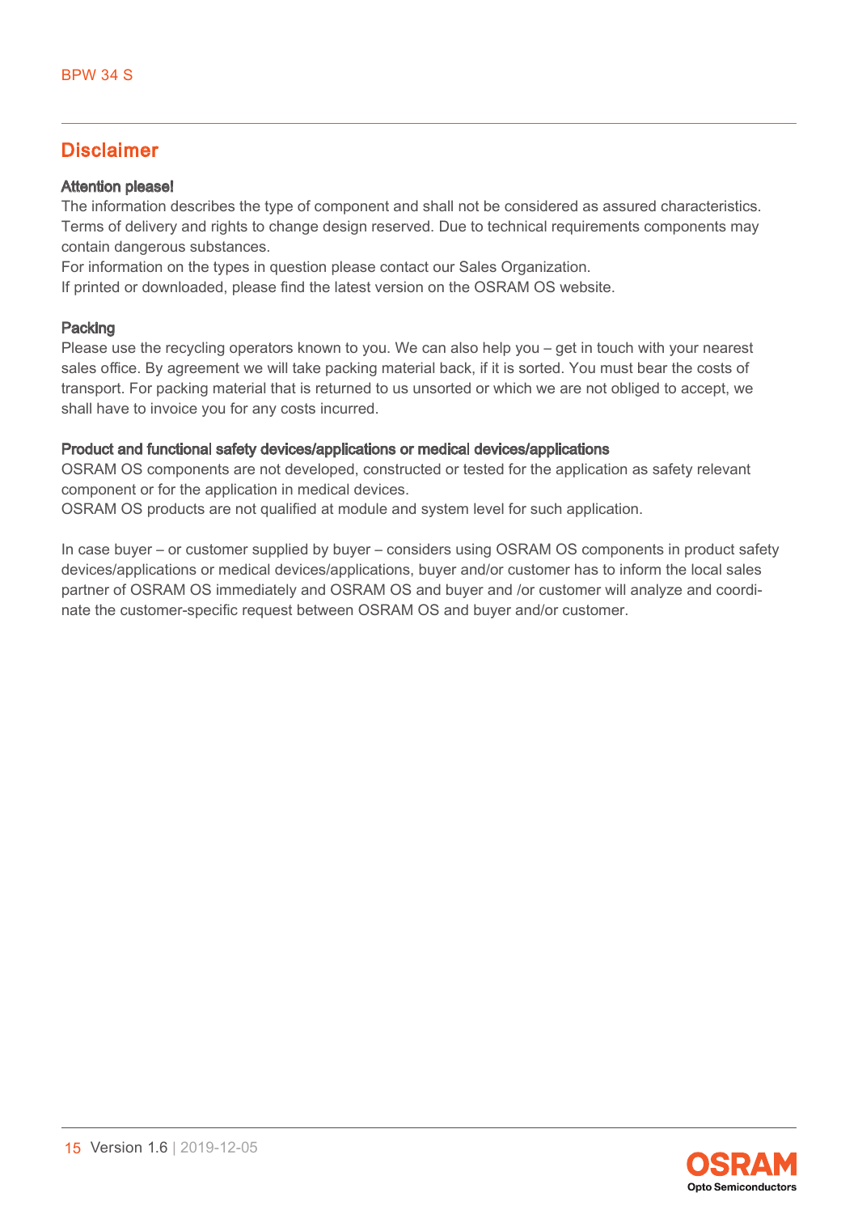## Disclaimer

**Attention please!**

The information describes the type of component and shall not be considered as assured characteristics. Terms of delivery and rights to change design reserved. Due to technical requirements components may contain dangerous substances.

For information on the types in question please contact our Sales Organization.

If printed or downloaded, please find the latest version on the OSRAM OS website.

**Packing**

Please use the recycling operators known to you. We can also help you – get in touch with your nearest sales office. By agreement we will take packing material back, if it is sorted. You must bear the costs of transport. For packing material that is returned to us unsorted or which we are not obliged to accept, we shall have to invoice you for any costs incurred.

**Product and functional safety devices/applications or medical devices/applications**

OSRAM OS components are not developed, constructed or tested for the application as safety relevant component or for the application in medical devices.

OSRAM OS products are not qualified at module and system level for such application.

In case buyer – or customer supplied by buyer – considers using OSRAM OS components in product safety devices/applications or medical devices/applications, buyer and/or customer has to inform the local sales partner of OSRAM OS immediately and OSRAM OS and buyer and /or customer will analyze and coordinate the customer-specific request between OSRAM OS and buyer and/or customer.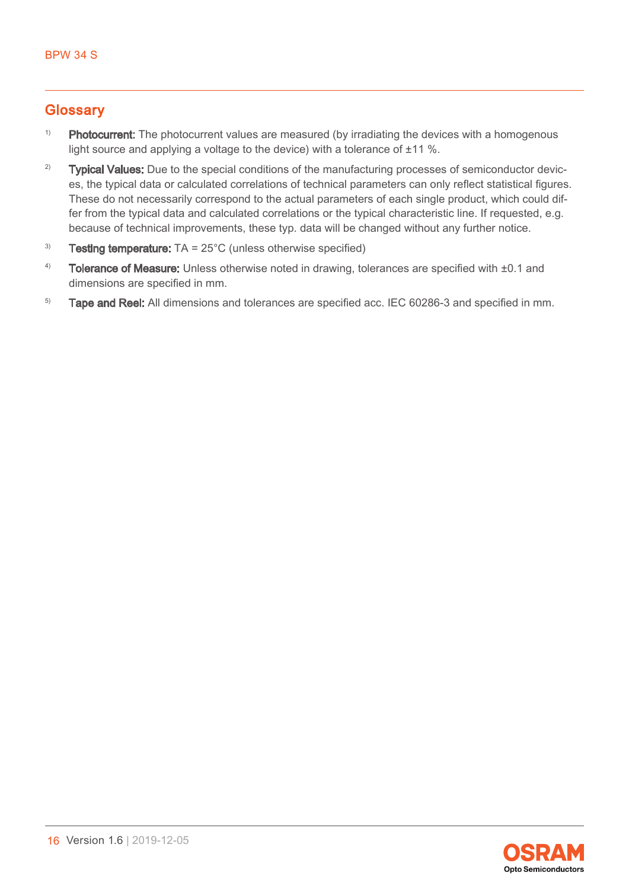## Glossary

[1] **Photocurrent:** The photocurrent values are measured (by irradiating the devices with a homogenous light source and applying a voltage to the device) with a tolerance of ±11 %.

[2] **Typical Values:** Due to the special conditions of the manufacturing processes of semiconductor devices, the typical data or calculated correlations of technical parameters can only reflect statistical figures. These do not necessarily correspond to the actual parameters of each single product, which could differ from the typical data and calculated correlations or the typical characteristic line. If requested, e.g. because of technical improvements, these typ. data will be changed without any further notice.

[3] **Testing temperature:** $T_A$ = 25°C (unless otherwise specified)

[4] **Tolerance of Measure:** Unless otherwise noted in drawing, tolerances are specified with ±0.1 and dimensions are specified in mm.

[5] **Tape and Reel:** All dimensions and tolerances are specified acc. IEC 60286-3 and specified in mm.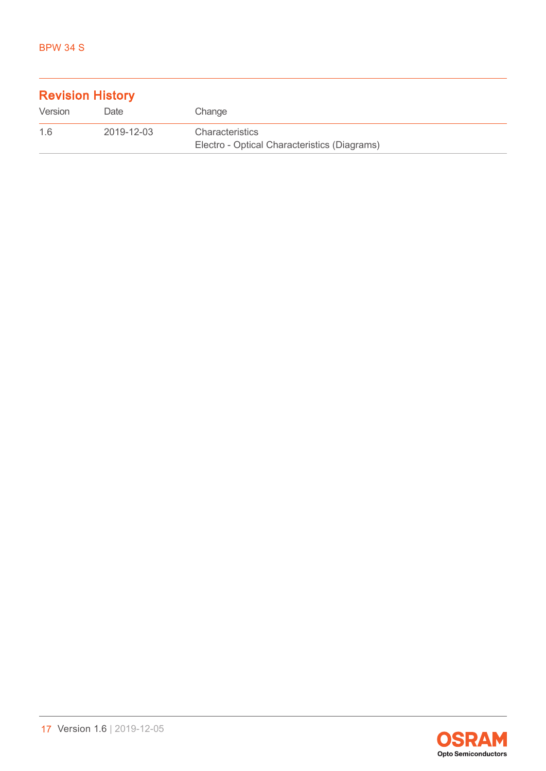## Revision History

| Version | Date | Change |
| --- | --- | --- |
| 1.6 | 2019-12-03 | Characteristics<br>Electro - Optical Characteristics (Diagrams) |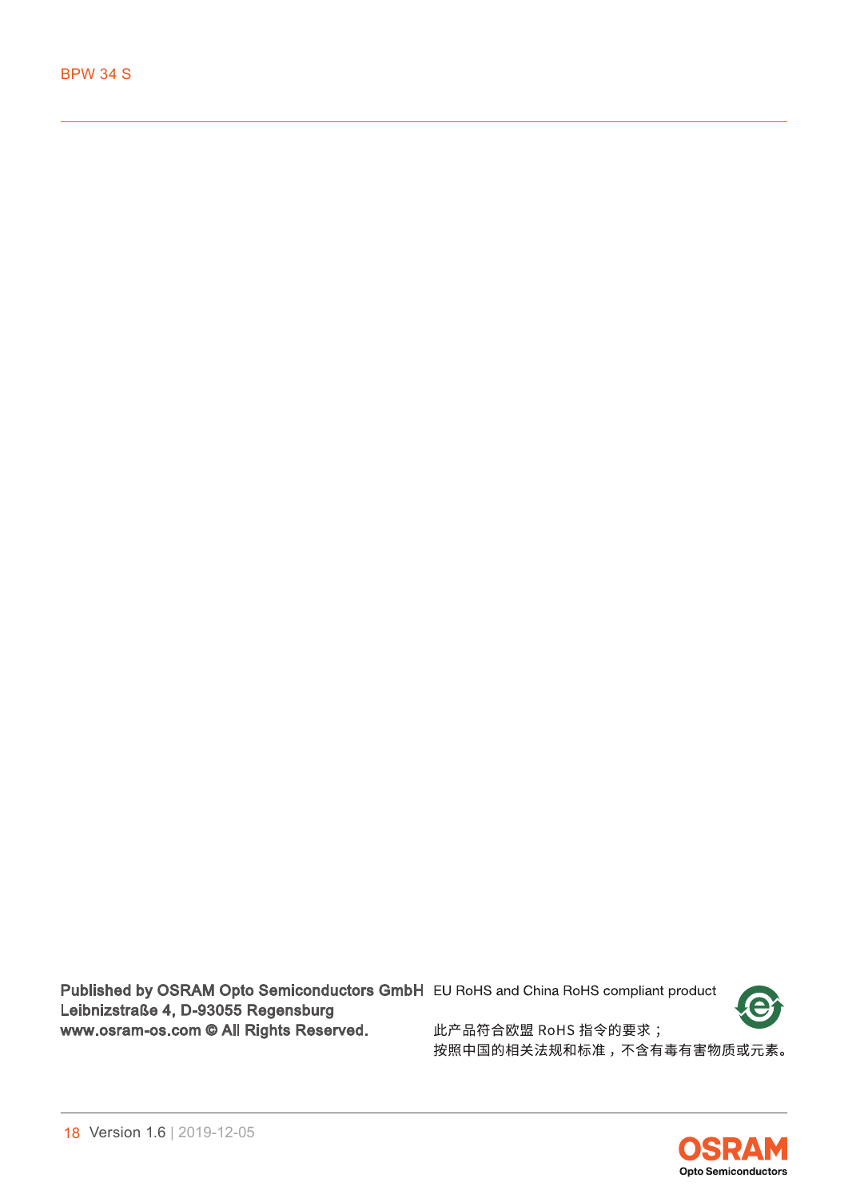**Published by OSRAM Opto Semiconductors GmbH**
**Leibnizstraße 4, D-93055 Regensburg**
**www.osram-os.com © All Rights Reserved.**

EU RoHS and China RoHS compliant product

此产品符合欧盟 RoHS 指令的要求；
按照中国的相关法规和标准，不含有毒有害物质或元素。